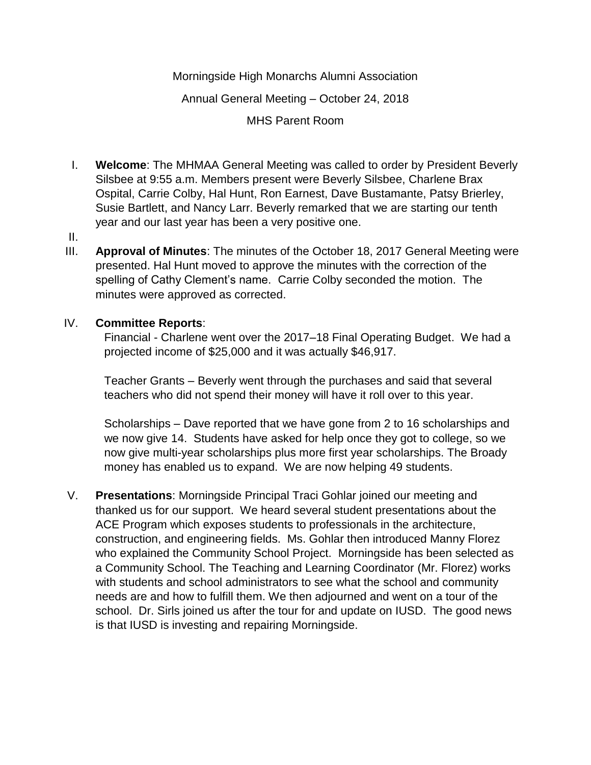Morningside High Monarchs Alumni Association

Annual General Meeting – October 24, 2018

MHS Parent Room

I. **Welcome**: The MHMAA General Meeting was called to order by President Beverly Silsbee at 9:55 a.m. Members present were Beverly Silsbee, Charlene Brax Ospital, Carrie Colby, Hal Hunt, Ron Earnest, Dave Bustamante, Patsy Brierley, Susie Bartlett, and Nancy Larr. Beverly remarked that we are starting our tenth year and our last year has been a very positive one.

II.

III. **Approval of Minutes**: The minutes of the October 18, 2017 General Meeting were presented. Hal Hunt moved to approve the minutes with the correction of the spelling of Cathy Clement's name. Carrie Colby seconded the motion. The minutes were approved as corrected.

IV. **Committee Reports**:

Financial - Charlene went over the 2017–18 Final Operating Budget. We had a projected income of $25,000 and it was actually $46,917.

Teacher Grants – Beverly went through the purchases and said that several teachers who did not spend their money will have it roll over to this year.

Scholarships – Dave reported that we have gone from 2 to 16 scholarships and we now give 14. Students have asked for help once they got to college, so we now give multi-year scholarships plus more first year scholarships. The Broady money has enabled us to expand. We are now helping 49 students.

V. **Presentations**: Morningside Principal Traci Gohlar joined our meeting and thanked us for our support. We heard several student presentations about the ACE Program which exposes students to professionals in the architecture, construction, and engineering fields. Ms. Gohlar then introduced Manny Florez who explained the Community School Project. Morningside has been selected as a Community School. The Teaching and Learning Coordinator (Mr. Florez) works with students and school administrators to see what the school and community needs are and how to fulfill them. We then adjourned and went on a tour of the school. Dr. Sirls joined us after the tour for and update on IUSD. The good news is that IUSD is investing and repairing Morningside.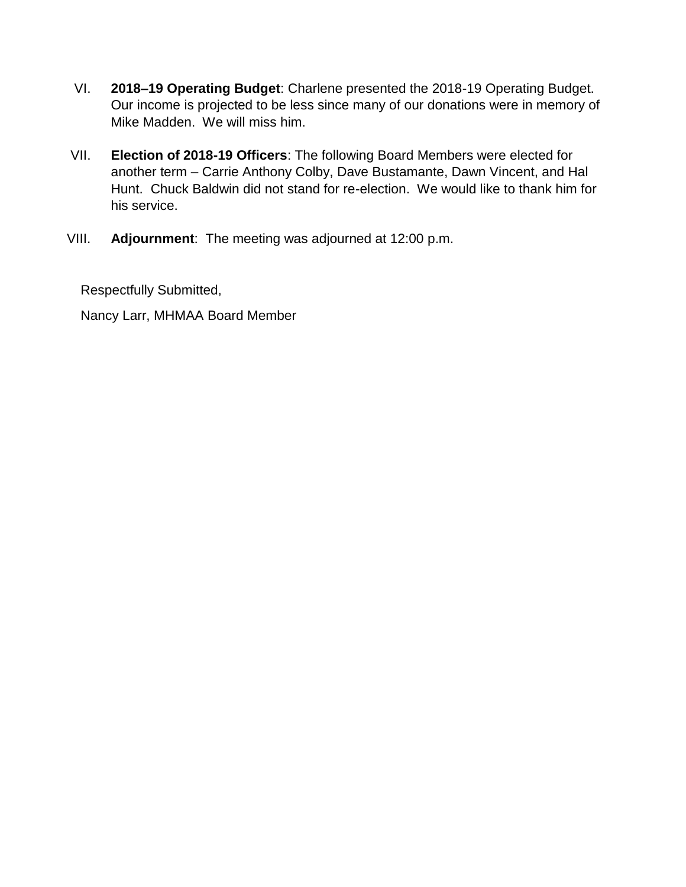VI. **2018–19 Operating Budget**: Charlene presented the 2018-19 Operating Budget. Our income is projected to be less since many of our donations were in memory of Mike Madden. We will miss him.

VII. **Election of 2018-19 Officers**: The following Board Members were elected for another term – Carrie Anthony Colby, Dave Bustamante, Dawn Vincent, and Hal Hunt. Chuck Baldwin did not stand for re-election. We would like to thank him for his service.

VIII. **Adjournment**: The meeting was adjourned at 12:00 p.m.

Respectfully Submitted,

Nancy Larr, MHMAA Board Member